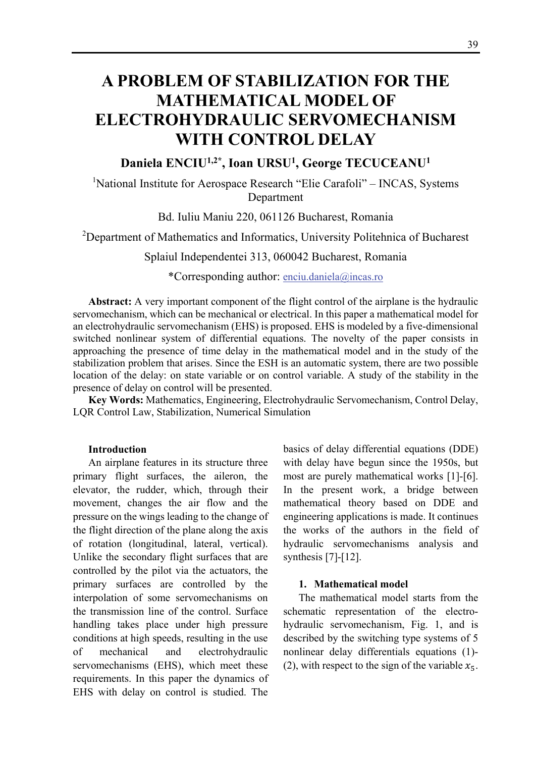# A PROBLEM OF STABILIZATION FOR THE MATHEMATICAL MODEL OF ELECTROHYDRAULIC SERVOMECHANISM WITH CONTROL DELAY

**Daniela ENCIU[1,2*], Ioan URSU[1], George TECUCEANU[1]**

[1]National Institute for Aerospace Research "Elie Carafoli" – INCAS, Systems Department

Bd. Iuliu Maniu 220, 061126 Bucharest, Romania

[2]Department of Mathematics and Informatics, University Politehnica of Bucharest

Splaiul Independentei 313, 060042 Bucharest, Romania

*Corresponding author: enciu.daniela@incas.ro

**Abstract:** A very important component of the flight control of the airplane is the hydraulic servomechanism, which can be mechanical or electrical. In this paper a mathematical model for an electrohydraulic servomechanism (EHS) is proposed. EHS is modeled by a five-dimensional switched nonlinear system of differential equations. The novelty of the paper consists in approaching the presence of time delay in the mathematical model and in the study of the stabilization problem that arises. Since the ESH is an automatic system, there are two possible location of the delay: on state variable or on control variable. A study of the stability in the presence of delay on control will be presented.

**Key Words:** Mathematics, Engineering, Electrohydraulic Servomechanism, Control Delay, LQR Control Law, Stabilization, Numerical Simulation

## Introduction

An airplane features in its structure three primary flight surfaces, the aileron, the elevator, the rudder, which, through their movement, changes the air flow and the pressure on the wings leading to the change of the flight direction of the plane along the axis of rotation (longitudinal, lateral, vertical). Unlike the secondary flight surfaces that are controlled by the pilot via the actuators, the primary surfaces are controlled by the interpolation of some servomechanisms on the transmission line of the control. Surface handling takes place under high pressure conditions at high speeds, resulting in the use of mechanical and electrohydraulic servomechanisms (EHS), which meet these requirements. In this paper the dynamics of EHS with delay on control is studied. The basics of delay differential equations (DDE) with delay have begun since the 1950s, but most are purely mathematical works [1]-[6]. In the present work, a bridge between mathematical theory based on DDE and engineering applications is made. It continues the works of the authors in the field of hydraulic servomechanisms analysis and synthesis [7]-[12].

## 1. Mathematical model

The mathematical model starts from the schematic representation of the electro-hydraulic servomechanism, Fig. 1, and is described by the switching type systems of 5 nonlinear delay differentials equations (1)-(2), with respect to the sign of the variable $x_5$.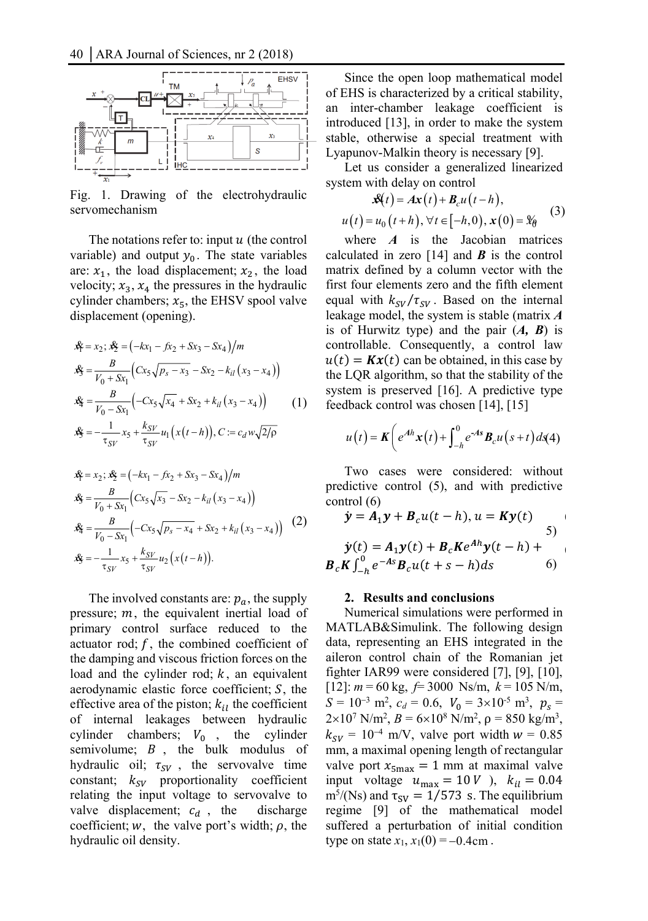Fig. 1. Drawing of the electrohydraulic servomechanism

The notations refer to: input $u$ (the control variable) and output $y_0$. The state variables are: $x_1$, the load displacement; $x_2$, the load velocity; $x_3$, $x_4$ the pressures in the hydraulic cylinder chambers; $x_5$, the EHSV spool valve displacement (opening).

$$
\begin{aligned}
&\dot{x}_1 = x_2;\ \dot{x}_2 = \left(-kx_1 - fx_2 + Sx_3 - Sx_4\right)/m \\
&\dot{x}_3 = \frac{B}{V_0 + Sx_1}\left(Cx_5\sqrt{p_s - x_3} - Sx_2 - k_{il}\left(x_3 - x_4\right)\right) \\
&\dot{x}_4 = \frac{B}{V_0 - Sx_1}\left(-Cx_5\sqrt{x_4} + Sx_2 + k_{il}\left(x_3 - x_4\right)\right) \\
&\dot{x}_5 = -\frac{1}{\tau_{SV}}x_5 + \frac{k_{SV}}{\tau_{SV}}u_1\left(x\left(t-h\right)\right),\ C := c_d w\sqrt{2/\rho}
\end{aligned}
\tag{1}
$$

$$
\begin{aligned}
&\dot{x}_1 = x_2;\ \dot{x}_2 = \left(-kx_1 - fx_2 + Sx_3 - Sx_4\right)/m \\
&\dot{x}_3 = \frac{B}{V_0 + Sx_1}\left(Cx_5\sqrt{x_3} - Sx_2 - k_{il}\left(x_3 - x_4\right)\right) \\
&\dot{x}_4 = \frac{B}{V_0 - Sx_1}\left(-Cx_5\sqrt{p_s - x_4} + Sx_2 + k_{il}\left(x_3 - x_4\right)\right) \\
&\dot{x}_5 = -\frac{1}{\tau_{SV}}x_5 + \frac{k_{SV}}{\tau_{SV}}u_2\left(x\left(t-h\right)\right).
\end{aligned}
\tag{2}
$$

The involved constants are: $p_a$, the supply pressure; $m$, the equivalent inertial load of primary control surface reduced to the actuator rod; $f$, the combined coefficient of the damping and viscous friction forces on the load and the cylinder rod; $k$, an equivalent aerodynamic elastic force coefficient; $S$, the effective area of the piston; $k_{il}$ the coefficient of internal leakages between hydraulic cylinder chambers; $V_0$, the cylinder semivolume; $B$, the bulk modulus of hydraulic oil; $\tau_{SV}$, the servovalve time constant; $k_{SV}$ proportionality coefficient relating the input voltage to servovalve to valve displacement; $c_d$, the discharge coefficient; $w$, the valve port's width; $\rho$, the hydraulic oil density.

Since the open loop mathematical model of EHS is characterized by a critical stability, an inter-chamber leakage coefficient is introduced [13], in order to make the system stable, otherwise a special treatment with Lyapunov-Malkin theory is necessary [9].

Let us consider a generalized linearized system with delay on control

$$
\begin{aligned}
&\dot{\boldsymbol{x}}(t) = \boldsymbol{A}\boldsymbol{x}(t) + \boldsymbol{B}_c u(t-h), \\
&u(t) = u_0(t+h),\ \forall t \in [-h, 0),\ \boldsymbol{x}(0) = \boldsymbol{x}_0
\end{aligned}
\tag{3}
$$

where $\boldsymbol{A}$ is the Jacobian matrices calculated in zero [14] and $\boldsymbol{B}$ is the control matrix defined by a column vector with the first four elements zero and the fifth element equal with $k_{SV}/\tau_{SV}$. Based on the internal leakage model, the system is stable (matrix $\boldsymbol{A}$ is of Hurwitz type) and the pair ($\boldsymbol{A}$, $\boldsymbol{B}$) is controllable. Consequently, a control law $u(t) = \boldsymbol{K}\boldsymbol{x}(t)$ can be obtained, in this case by the LQR algorithm, so that the stability of the system is preserved [16]. A predictive type feedback control was chosen [14], [15]

$$
u(t) = \boldsymbol{K}\left(e^{\boldsymbol{A}h}\boldsymbol{x}(t) + \int_{-h}^{0} e^{-\boldsymbol{A}s}\boldsymbol{B}_c u(s+t)\,ds\right)
\tag{4}
$$

Two cases were considered: without predictive control (5), and with predictive control (6)

$$
\dot{\boldsymbol{y}} = \boldsymbol{A}_1\boldsymbol{y} + \boldsymbol{B}_c u(t-h),\ u = \boldsymbol{K}\boldsymbol{y}(t)
\tag{5}
$$

$$
\dot{\boldsymbol{y}}(t) = \boldsymbol{A}_1\boldsymbol{y}(t) + \boldsymbol{B}_c\boldsymbol{K}e^{\boldsymbol{A}h}\boldsymbol{y}(t-h) + \boldsymbol{B}_c\boldsymbol{K}\int_{-h}^{0} e^{-\boldsymbol{A}s}\boldsymbol{B}_c u(t+s-h)\,ds
\tag{6}
$$

## 2. Results and conclusions

Numerical simulations were performed in MATLAB&Simulink. The following design data, representing an EHS integrated in the aileron control chain of the Romanian jet fighter IAR99 were considered [7], [9], [10], [12]: $m = 60$ kg, $f = 3000$ Ns/m, $k = 105$ N/m, $S = 10^{-3}$ m$^2$, $c_d = 0.6$, $V_0 = 3\times10^{-5}$ m$^3$, $p_s = 2\times10^7$ N/m$^2$, $B = 6\times10^8$ N/m$^2$, $\rho = 850$ kg/m$^3$, $k_{SV} = 10^{-4}$ m/V, valve port width $w = 0.85$ mm, a maximal opening length of rectangular valve port $x_{5\max} = 1$ mm at maximal valve input voltage $u_{\max} = 10\,V$ ), $k_{il} = 0.04$ m$^5$/(Ns) and $\tau_{SV} = 1/573$ s. The equilibrium regime [9] of the mathematical model suffered a perturbation of initial condition type on state $x_1$, $x_1(0) = -0.4$cm .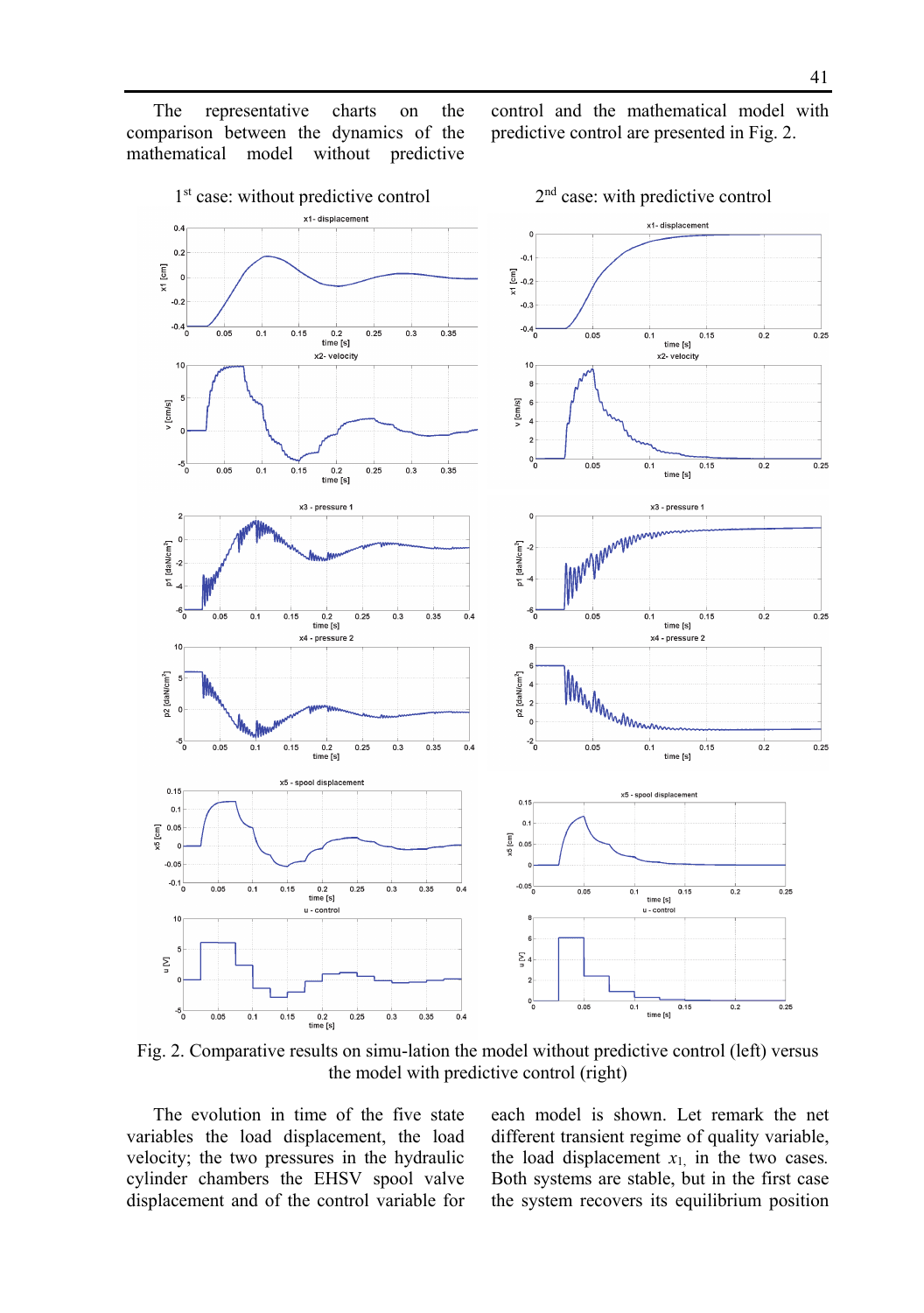The representative charts on the comparison between the dynamics of the mathematical model without predictive control and the mathematical model with predictive control are presented in Fig. 2.

1[st] case: without predictive control

2[nd] case: with predictive control

Fig. 2. Comparative results on simu-lation the model without predictive control (left) versus the model with predictive control (right)

The evolution in time of the five state variables the load displacement, the load velocity; the two pressures in the hydraulic cylinder chambers the EHSV spool valve displacement and of the control variable for each model is shown. Let remark the net different transient regime of quality variable, the load displacement $x_1$, in the two cases. Both systems are stable, but in the first case the system recovers its equilibrium position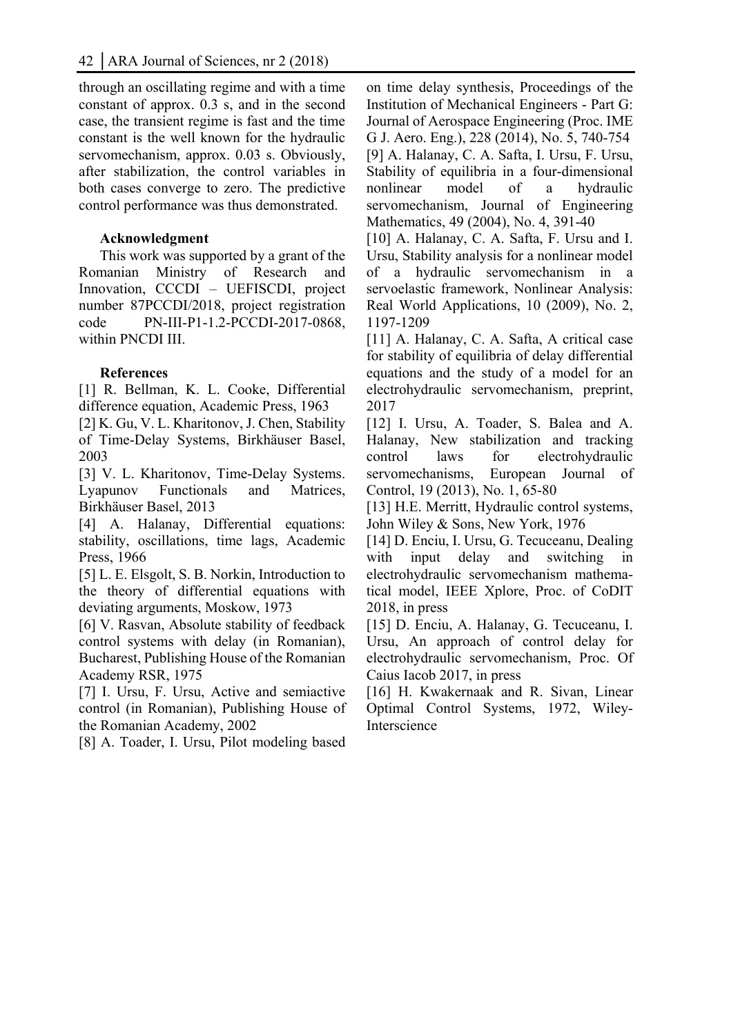through an oscillating regime and with a time constant of approx. 0.3 s, and in the second case, the transient regime is fast and the time constant is the well known for the hydraulic servomechanism, approx. 0.03 s. Obviously, after stabilization, the control variables in both cases converge to zero. The predictive control performance was thus demonstrated.

### Acknowledgment

This work was supported by a grant of the Romanian Ministry of Research and Innovation, CCCDI – UEFISCDI, project number 87PCCDI/2018, project registration code PN-III-P1-1.2-PCCDI-2017-0868, within PNCDI III.

### References

[1] R. Bellman, K. L. Cooke, Differential difference equation, Academic Press, 1963

[2] K. Gu, V. L. Kharitonov, J. Chen, Stability of Time-Delay Systems, Birkhäuser Basel, 2003

[3] V. L. Kharitonov, Time-Delay Systems. Lyapunov Functionals and Matrices, Birkhäuser Basel, 2013

[4] A. Halanay, Differential equations: stability, oscillations, time lags, Academic Press, 1966

[5] L. E. Elsgolt, S. B. Norkin, Introduction to the theory of differential equations with deviating arguments, Moskow, 1973

[6] V. Rasvan, Absolute stability of feedback control systems with delay (in Romanian), Bucharest, Publishing House of the Romanian Academy RSR, 1975

[7] I. Ursu, F. Ursu, Active and semiactive control (in Romanian), Publishing House of the Romanian Academy, 2002

[8] A. Toader, I. Ursu, Pilot modeling based on time delay synthesis, Proceedings of the Institution of Mechanical Engineers - Part G: Journal of Aerospace Engineering (Proc. IME G J. Aero. Eng.), 228 (2014), No. 5, 740-754

[9] A. Halanay, C. A. Safta, I. Ursu, F. Ursu, Stability of equilibria in a four-dimensional nonlinear model of a hydraulic servomechanism, Journal of Engineering Mathematics, 49 (2004), No. 4, 391-40

[10] A. Halanay, C. A. Safta, F. Ursu and I. Ursu, Stability analysis for a nonlinear model of a hydraulic servomechanism in a servoelastic framework, Nonlinear Analysis: Real World Applications, 10 (2009), No. 2, 1197-1209

[11] A. Halanay, C. A. Safta, A critical case for stability of equilibria of delay differential equations and the study of a model for an electrohydraulic servomechanism, preprint, 2017

[12] I. Ursu, A. Toader, S. Balea and A. Halanay, New stabilization and tracking control laws for electrohydraulic servomechanisms, European Journal of Control, 19 (2013), No. 1, 65-80

[13] H.E. Merritt, Hydraulic control systems, John Wiley & Sons, New York, 1976

[14] D. Enciu, I. Ursu, G. Tecuceanu, Dealing with input delay and switching in electrohydraulic servomechanism mathematical model, IEEE Xplore, Proc. of CoDIT 2018, in press

[15] D. Enciu, A. Halanay, G. Tecuceanu, I. Ursu, An approach of control delay for electrohydraulic servomechanism, Proc. Of Caius Iacob 2017, in press

[16] H. Kwakernaak and R. Sivan, Linear Optimal Control Systems, 1972, Wiley-Interscience